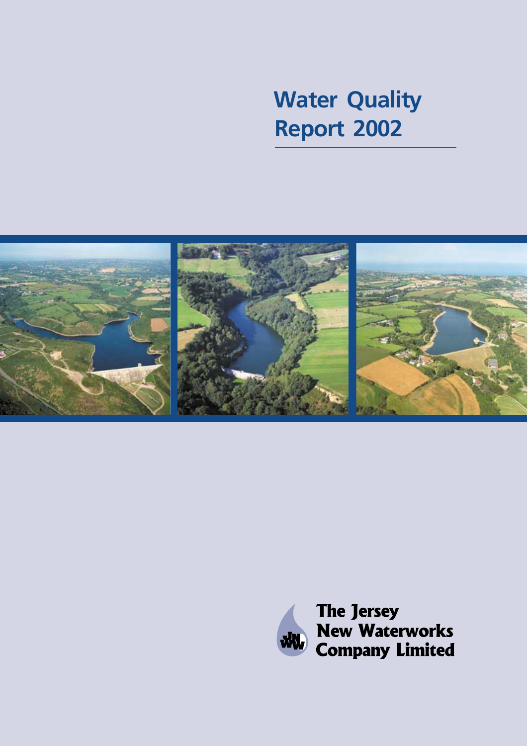# Water Quality Report 2002

The Jersey New Waterworks Company Limited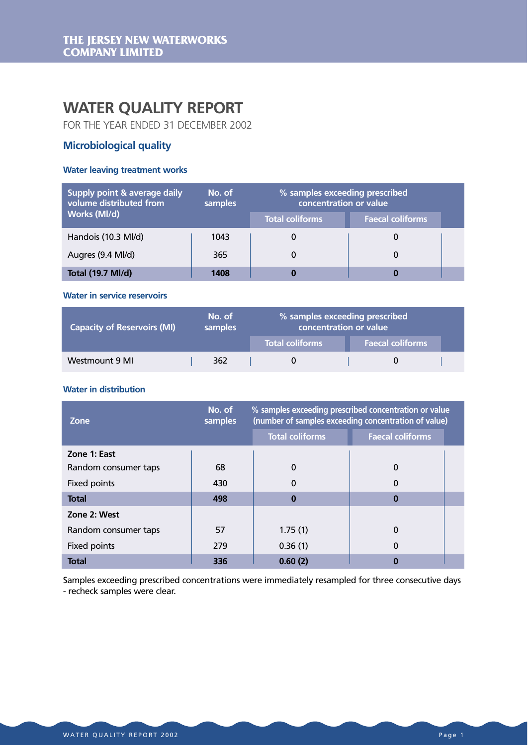**THE JERSEY NEW WATERWORKS COMPANY LIMITED**

# WATER QUALITY REPORT

FOR THE YEAR ENDED 31 DECEMBER 2002

## Microbiological quality

### Water leaving treatment works

| Supply point & average daily volume distributed from Works (Ml/d) | No. of samples | % samples exceeding prescribed concentration or value | |
|---|---|---|---|
| | | Total coliforms | Faecal coliforms |
| Handois (10.3 Ml/d) | 1043 | 0 | 0 |
| Augres (9.4 Ml/d) | 365 | 0 | 0 |
| **Total (19.7 Ml/d)** | **1408** | **0** | **0** |

### Water in service reservoirs

| Capacity of Reservoirs (Ml) | No. of samples | % samples exceeding prescribed concentration or value | |
|---|---|---|---|
| | | Total coliforms | Faecal coliforms |
| Westmount 9 Ml | 362 | 0 | 0 |

### Water in distribution

| Zone | No. of samples | % samples exceeding prescribed concentration or value (number of samples exceeding concentration of value) | |
|---|---|---|---|
| | | Total coliforms | Faecal coliforms |
| **Zone 1: East** | | | |
| Random consumer taps | 68 | 0 | 0 |
| Fixed points | 430 | 0 | 0 |
| **Total** | **498** | **0** | **0** |
| **Zone 2: West** | | | |
| Random consumer taps | 57 | 1.75 (1) | 0 |
| Fixed points | 279 | 0.36 (1) | 0 |
| **Total** | **336** | **0.60 (2)** | **0** |

Samples exceeding prescribed concentrations were immediately resampled for three consecutive days - recheck samples were clear.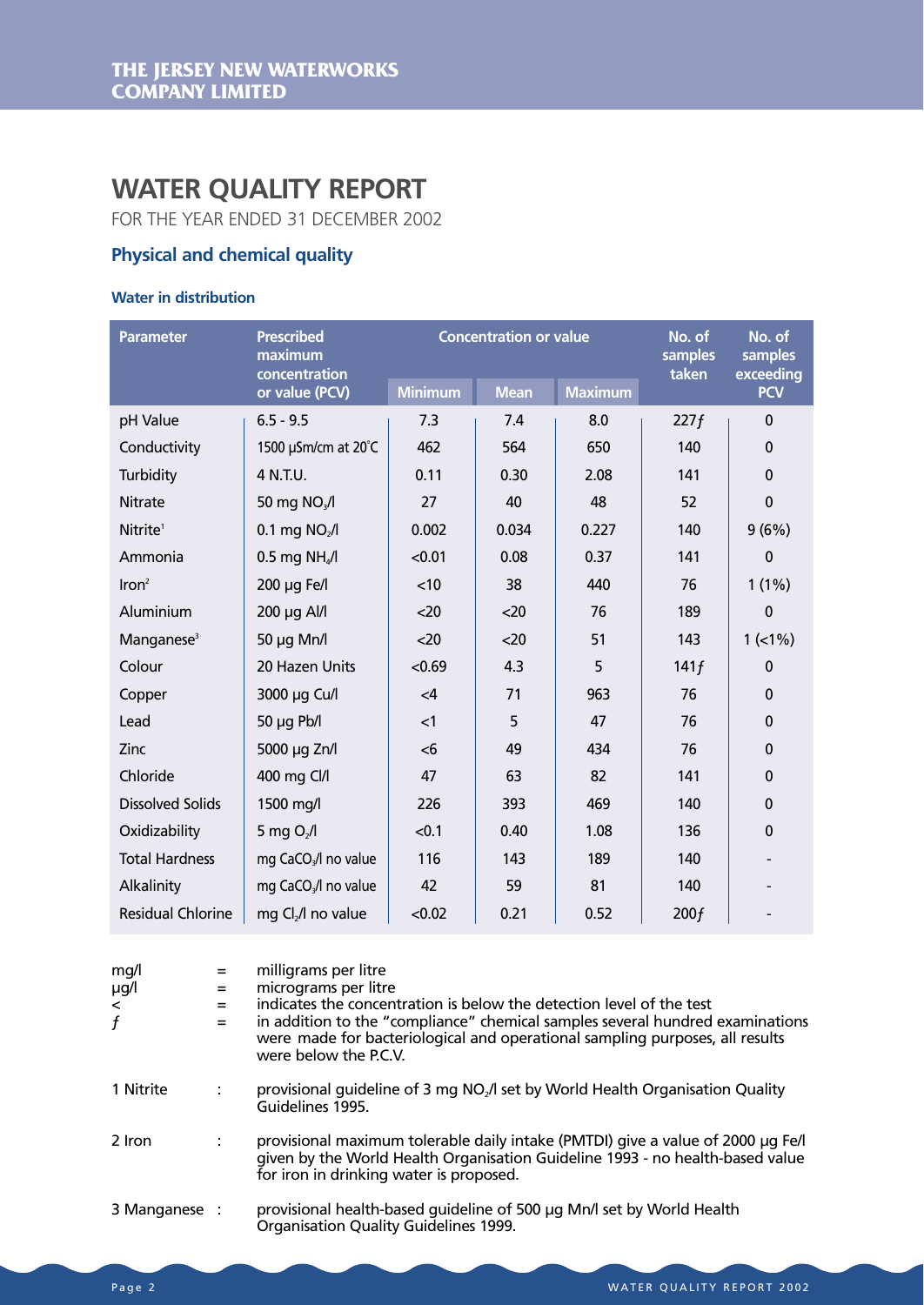**THE JERSEY NEW WATERWORKS COMPANY LIMITED**

# WATER QUALITY REPORT

FOR THE YEAR ENDED 31 DECEMBER 2002

## Physical and chemical quality

### Water in distribution

| Parameter | Prescribed maximum concentration or value (PCV) | Concentration or value | | | No. of samples taken | No. of samples exceeding PCV |
|---|---|---|---|---|---|---|
| | | Minimum | Mean | Maximum | | |
| pH Value | 6.5 - 9.5 | 7.3 | 7.4 | 8.0 | 227*ƒ* | 0 |
| Conductivity | 1500 µSm/cm at 20˚C | 462 | 564 | 650 | 140 | 0 |
| Turbidity | 4 N.T.U. | 0.11 | 0.30 | 2.08 | 141 | 0 |
| Nitrate | 50 mg $NO_3$/l | 27 | 40 | 48 | 52 | 0 |
| Nitrite[1] | 0.1 mg $NO_2$/l | 0.002 | 0.034 | 0.227 | 140 | 9 (6%) |
| Ammonia | 0.5 mg $NH_4$/l | <0.01 | 0.08 | 0.37 | 141 | 0 |
| Iron[2] | 200 µg Fe/l | <10 | 38 | 440 | 76 | 1 (1%) |
| Aluminium | 200 µg Al/l | <20 | <20 | 76 | 189 | 0 |
| Manganese[3] | 50 µg Mn/l | <20 | <20 | 51 | 143 | 1 (<1%) |
| Colour | 20 Hazen Units | <0.69 | 4.3 | 5 | 141*ƒ* | 0 |
| Copper | 3000 µg Cu/l | <4 | 71 | 963 | 76 | 0 |
| Lead | 50 µg Pb/l | <1 | 5 | 47 | 76 | 0 |
| Zinc | 5000 µg Zn/l | <6 | 49 | 434 | 76 | 0 |
| Chloride | 400 mg Cl/l | 47 | 63 | 82 | 141 | 0 |
| Dissolved Solids | 1500 mg/l | 226 | 393 | 469 | 140 | 0 |
| Oxidizability | 5 mg $O_2$/l | <0.1 | 0.40 | 1.08 | 136 | 0 |
| Total Hardness | mg $CaCO_3$/l no value | 116 | 143 | 189 | 140 | - |
| Alkalinity | mg $CaCO_3$/l no value | 42 | 59 | 81 | 140 | - |
| Residual Chlorine | mg $Cl_2$/l no value | <0.02 | 0.21 | 0.52 | 200*ƒ* | - |

mg/l = milligrams per litre

µg/l = micrograms per litre

< = indicates the concentration is below the detection level of the test

*ƒ* = in addition to the "compliance" chemical samples several hundred examinations were made for bacteriological and operational sampling purposes, all results were below the P.C.V.

1 Nitrite : provisional guideline of 3 mg $NO_2$/l set by World Health Organisation Quality Guidelines 1995.

2 Iron : provisional maximum tolerable daily intake (PMTDI) give a value of 2000 µg Fe/l given by the World Health Organisation Guideline 1993 - no health-based value for iron in drinking water is proposed.

3 Manganese : provisional health-based guideline of 500 µg Mn/l set by World Health Organisation Quality Guidelines 1999.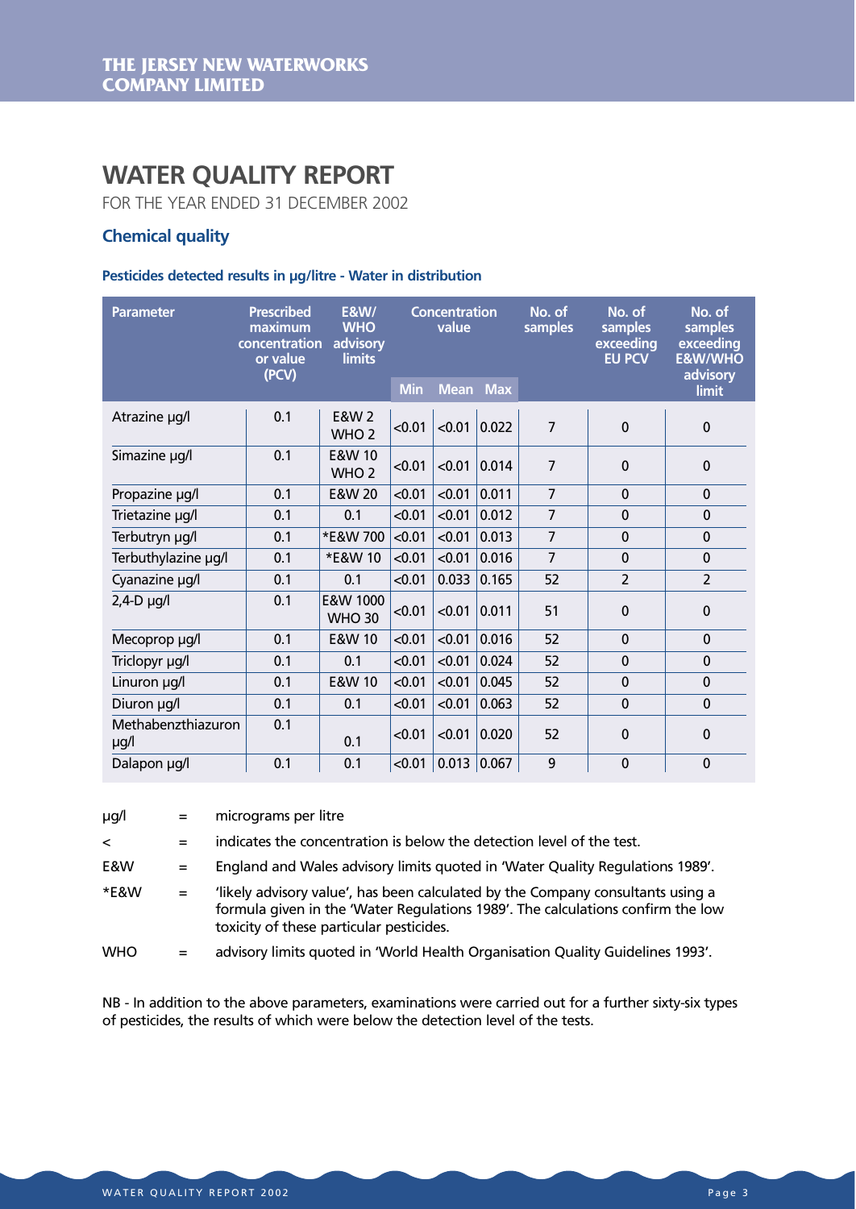**THE JERSEY NEW WATERWORKS COMPANY LIMITED**

# WATER QUALITY REPORT

FOR THE YEAR ENDED 31 DECEMBER 2002

## Chemical quality

### Pesticides detected results in µg/litre - Water in distribution

| Parameter | Prescribed maximum concentration or value (PCV) | E&W/ WHO advisory limits | Concentration value | | | No. of samples | No. of samples exceeding EU PCV | No. of samples exceeding E&W/WHO advisory limit |
|---|---|---|---|---|---|---|---|---|
| | | | Min | Mean | Max | | | |
| Atrazine µg/l | 0.1 | E&W 2 WHO 2 | <0.01 | <0.01 | 0.022 | 7 | 0 | 0 |
| Simazine µg/l | 0.1 | E&W 10 WHO 2 | <0.01 | <0.01 | 0.014 | 7 | 0 | 0 |
| Propazine µg/l | 0.1 | E&W 20 | <0.01 | <0.01 | 0.011 | 7 | 0 | 0 |
| Trietazine µg/l | 0.1 | 0.1 | <0.01 | <0.01 | 0.012 | 7 | 0 | 0 |
| Terbutryn µg/l | 0.1 | *E&W 700 | <0.01 | <0.01 | 0.013 | 7 | 0 | 0 |
| Terbuthylazine µg/l | 0.1 | *E&W 10 | <0.01 | <0.01 | 0.016 | 7 | 0 | 0 |
| Cyanazine µg/l | 0.1 | 0.1 | <0.01 | 0.033 | 0.165 | 52 | 2 | 2 |
| 2,4-D µg/l | 0.1 | E&W 1000 WHO 30 | <0.01 | <0.01 | 0.011 | 51 | 0 | 0 |
| Mecoprop µg/l | 0.1 | E&W 10 | <0.01 | <0.01 | 0.016 | 52 | 0 | 0 |
| Triclopyr µg/l | 0.1 | 0.1 | <0.01 | <0.01 | 0.024 | 52 | 0 | 0 |
| Linuron µg/l | 0.1 | E&W 10 | <0.01 | <0.01 | 0.045 | 52 | 0 | 0 |
| Diuron µg/l | 0.1 | 0.1 | <0.01 | <0.01 | 0.063 | 52 | 0 | 0 |
| Methabenzthiazuron µg/l | 0.1 | 0.1 | <0.01 | <0.01 | 0.020 | 52 | 0 | 0 |
| Dalapon µg/l | 0.1 | 0.1 | <0.01 | 0.013 | 0.067 | 9 | 0 | 0 |

µg/l = micrograms per litre

< = indicates the concentration is below the detection level of the test.

E&W = England and Wales advisory limits quoted in 'Water Quality Regulations 1989'.

*E&W = 'likely advisory value', has been calculated by the Company consultants using a formula given in the 'Water Regulations 1989'. The calculations confirm the low toxicity of these particular pesticides.

WHO = advisory limits quoted in 'World Health Organisation Quality Guidelines 1993'.

NB - In addition to the above parameters, examinations were carried out for a further sixty-six types of pesticides, the results of which were below the detection level of the tests.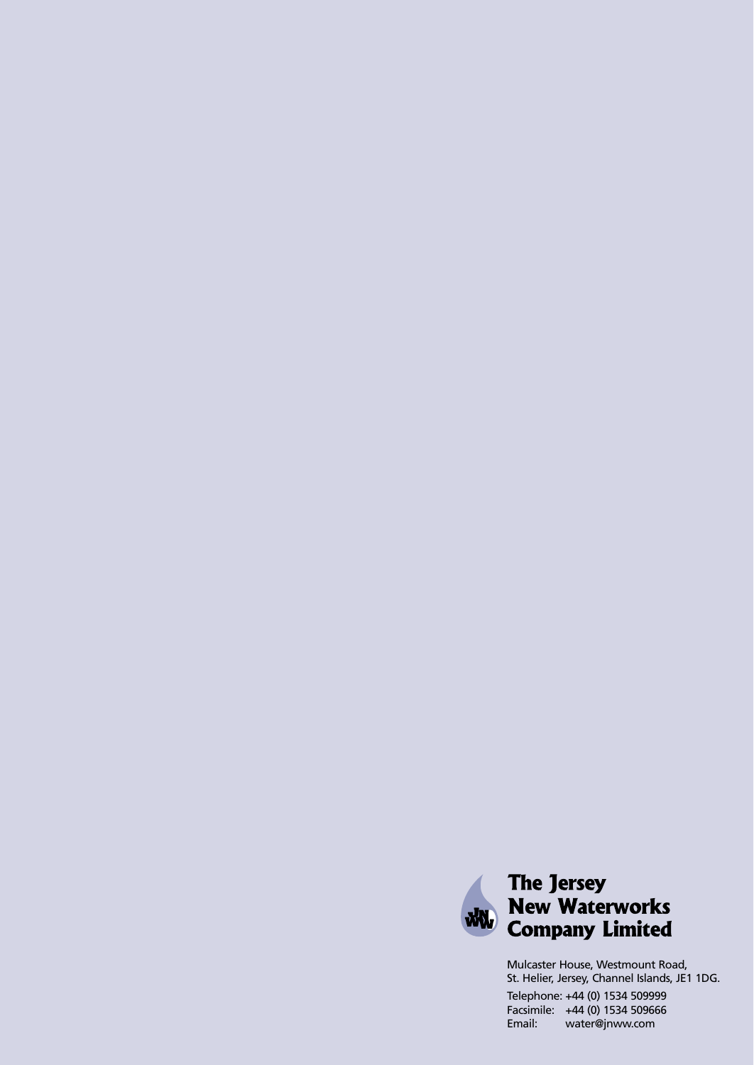**The Jersey New Waterworks Company Limited**

Mulcaster House, Westmount Road,
St. Helier, Jersey, Channel Islands, JE1 1DG.

Telephone: +44 (0) 1534 509999
Facsimile: +44 (0) 1534 509666
Email: water@jnww.com